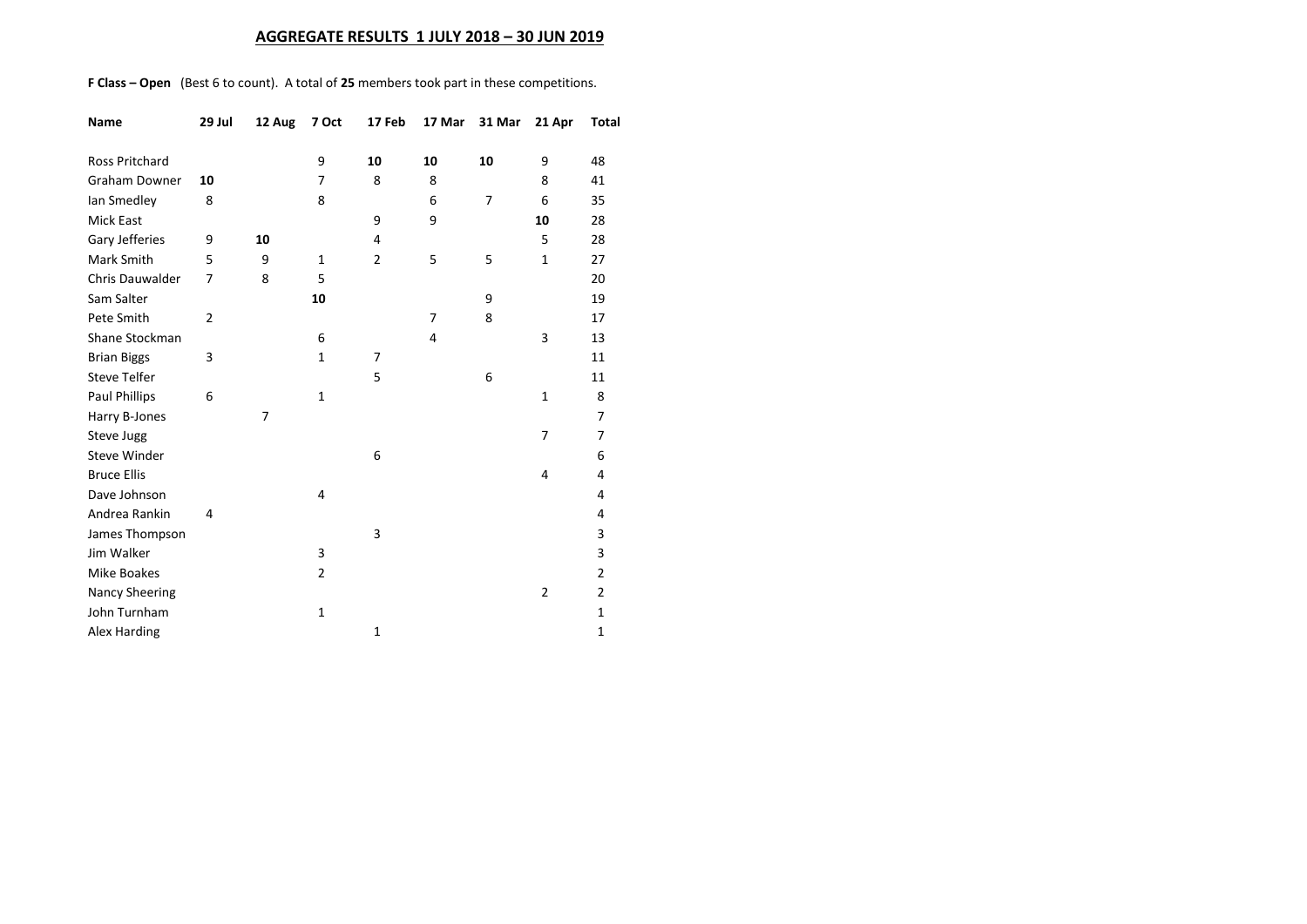## **AGGREGATE RESULTS 1 JULY 2018 – 30 JUN 2019**

**F Class – Open** (Best 6 to count). A total of **25** members took part in these competitions.

| Name | 29 Jul | 12 Aug | 7 Oct | 17 Feb | 17 Mar | 31 Mar | 21 Apr | Total |
|---|---|---|---|---|---|---|---|---|
| Ross Pritchard | | | 9 | **10** | **10** | **10** | 9 | 48 |
| Graham Downer | **10** | | 7 | 8 | 8 | | 8 | 41 |
| Ian Smedley | 8 | | 8 | | 6 | 7 | 6 | 35 |
| Mick East | | | | 9 | 9 | | **10** | 28 |
| Gary Jefferies | 9 | **10** | | 4 | | | 5 | 28 |
| Mark Smith | 5 | 9 | 1 | 2 | 5 | 5 | 1 | 27 |
| Chris Dauwalder | 7 | 8 | 5 | | | | | 20 |
| Sam Salter | | | **10** | | | 9 | | 19 |
| Pete Smith | 2 | | | | 7 | 8 | | 17 |
| Shane Stockman | | | 6 | | 4 | | 3 | 13 |
| Brian Biggs | 3 | | 1 | 7 | | | | 11 |
| Steve Telfer | | | | 5 | | 6 | | 11 |
| Paul Phillips | 6 | | 1 | | | | 1 | 8 |
| Harry B-Jones | | 7 | | | | | | 7 |
| Steve Jugg | | | | | | | 7 | 7 |
| Steve Winder | | | | 6 | | | | 6 |
| Bruce Ellis | | | | | | | 4 | 4 |
| Dave Johnson | | | 4 | | | | | 4 |
| Andrea Rankin | 4 | | | | | | | 4 |
| James Thompson | | | | 3 | | | | 3 |
| Jim Walker | | | 3 | | | | | 3 |
| Mike Boakes | | | 2 | | | | | 2 |
| Nancy Sheering | | | | | | | 2 | 2 |
| John Turnham | | | 1 | | | | | 1 |
| Alex Harding | | | | 1 | | | | 1 |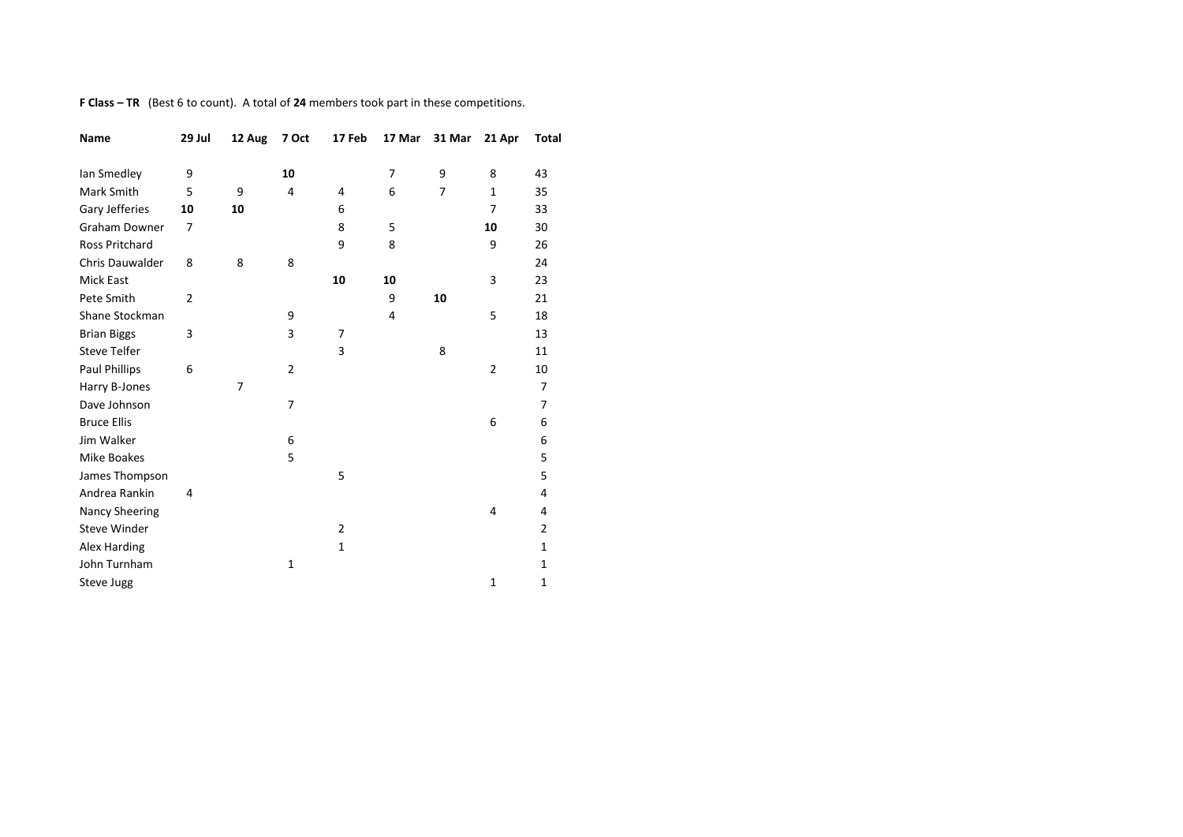**F Class – TR** (Best 6 to count). A total of **24** members took part in these competitions.

| Name | 29 Jul | 12 Aug | 7 Oct | 17 Feb | 17 Mar | 31 Mar | 21 Apr | Total |
|---|---|---|---|---|---|---|---|---|
| Ian Smedley | 9 | | **10** | | 7 | 9 | 8 | 43 |
| Mark Smith | 5 | 9 | 4 | 4 | 6 | 7 | 1 | 35 |
| Gary Jefferies | **10** | **10** | | 6 | | | 7 | 33 |
| Graham Downer | 7 | | | 8 | 5 | | **10** | 30 |
| Ross Pritchard | | | | 9 | 8 | | 9 | 26 |
| Chris Dauwalder | 8 | 8 | 8 | | | | | 24 |
| Mick East | | | | **10** | **10** | | 3 | 23 |
| Pete Smith | 2 | | | | 9 | **10** | | 21 |
| Shane Stockman | | | 9 | | 4 | | 5 | 18 |
| Brian Biggs | 3 | | 3 | 7 | | | | 13 |
| Steve Telfer | | | | 3 | | 8 | | 11 |
| Paul Phillips | 6 | | 2 | | | | 2 | 10 |
| Harry B-Jones | | 7 | | | | | | 7 |
| Dave Johnson | | | 7 | | | | | 7 |
| Bruce Ellis | | | | | | | 6 | 6 |
| Jim Walker | | | 6 | | | | | 6 |
| Mike Boakes | | | 5 | | | | | 5 |
| James Thompson | | | | 5 | | | | 5 |
| Andrea Rankin | 4 | | | | | | | 4 |
| Nancy Sheering | | | | | | | 4 | 4 |
| Steve Winder | | | | 2 | | | | 2 |
| Alex Harding | | | | 1 | | | | 1 |
| John Turnham | | | 1 | | | | | 1 |
| Steve Jugg | | | | | | | 1 | 1 |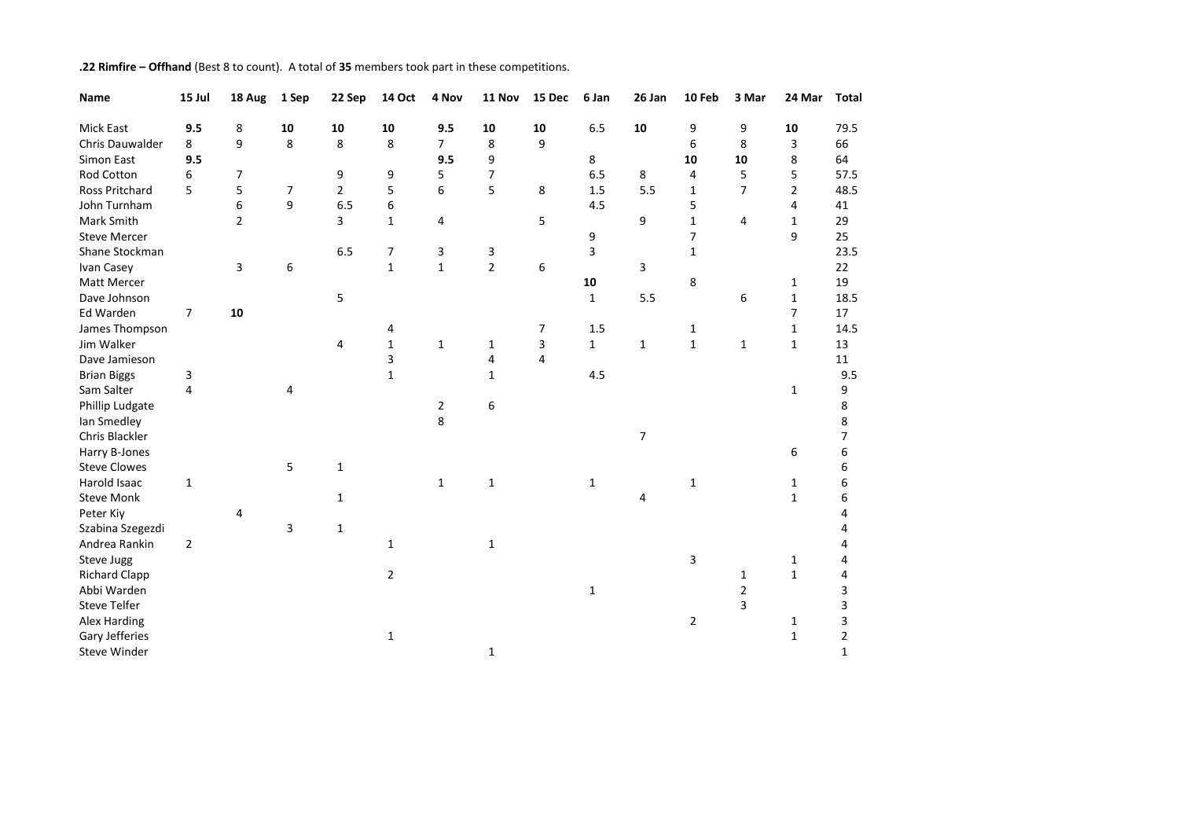**.22 Rimfire – Offhand** (Best 8 to count). A total of **35** members took part in these competitions.

| Name | 15 Jul | 18 Aug | 1 Sep | 22 Sep | 14 Oct | 4 Nov | 11 Nov | 15 Dec | 6 Jan | 26 Jan | 10 Feb | 3 Mar | 24 Mar | Total |
|---|---|---|---|---|---|---|---|---|---|---|---|---|---|---|
| Mick East | **9.5** | 8 | **10** | **10** | **10** | **9.5** | **10** | **10** | 6.5 | **10** | 9 | 9 | **10** | 79.5 |
| Chris Dauwalder | 8 | 9 | 8 | 8 | 8 | 7 | 8 | 9 | | | 6 | 8 | 3 | 66 |
| Simon East | **9.5** | | | | | **9.5** | 9 | | 8 | | **10** | **10** | 8 | 64 |
| Rod Cotton | 6 | 7 | | 9 | 9 | 5 | 7 | | 6.5 | 8 | 4 | 5 | 5 | 57.5 |
| Ross Pritchard | 5 | 5 | 7 | 2 | 5 | 6 | 5 | 8 | 1.5 | 5.5 | 1 | 7 | 2 | 48.5 |
| John Turnham | | 6 | 9 | 6.5 | 6 | | | | 4.5 | | 5 | | 4 | 41 |
| Mark Smith | | 2 | | 3 | 1 | 4 | | 5 | | 9 | 1 | 4 | 1 | 29 |
| Steve Mercer | | | | | | | | | 9 | | 7 | | 9 | 25 |
| Shane Stockman | | | | 6.5 | 7 | 3 | 3 | | 3 | | 1 | | | 23.5 |
| Ivan Casey | | 3 | 6 | | 1 | 1 | 2 | 6 | | 3 | | | | 22 |
| Matt Mercer | | | | | | | | | **10** | | 8 | | 1 | 19 |
| Dave Johnson | | | | 5 | | | | | 1 | 5.5 | | 6 | 1 | 18.5 |
| Ed Warden | 7 | **10** | | | | | | | | | | | 7 | 17 |
| James Thompson | | | | | 4 | | | 7 | 1.5 | | 1 | | 1 | 14.5 |
| Jim Walker | | | | 4 | 1 | 1 | 1 | 3 | 1 | 1 | 1 | 1 | 1 | 13 |
| Dave Jamieson | | | | | 3 | | 4 | 4 | | | | | | 11 |
| Brian Biggs | 3 | | | | 1 | | 1 | | 4.5 | | | | | 9.5 |
| Sam Salter | 4 | | 4 | | | | | | | | | | 1 | 9 |
| Phillip Ludgate | | | | | | 2 | 6 | | | | | | | 8 |
| Ian Smedley | | | | | | 8 | | | | | | | | 8 |
| Chris Blackler | | | | | | | | | | 7 | | | | 7 |
| Harry B-Jones | | | | | | | | | | | | | 6 | 6 |
| Steve Clowes | | | 5 | 1 | | | | | | | | | | 6 |
| Harold Isaac | 1 | | | | | 1 | 1 | | 1 | | 1 | | 1 | 6 |
| Steve Monk | | | | 1 | | | | | | 4 | | | 1 | 6 |
| Peter Kiy | | 4 | | | | | | | | | | | | 4 |
| Szabina Szegezdi | | | 3 | 1 | | | | | | | | | | 4 |
| Andrea Rankin | 2 | | | | 1 | | 1 | | | | | | | 4 |
| Steve Jugg | | | | | | | | | | | 3 | | 1 | 4 |
| Richard Clapp | | | | | 2 | | | | | | | 1 | 1 | 4 |
| Abbi Warden | | | | | | | | | 1 | | | 2 | | 3 |
| Steve Telfer | | | | | | | | | | | | 3 | | 3 |
| Alex Harding | | | | | | | | | | | 2 | | 1 | 3 |
| Gary Jefferies | | | | | 1 | | | | | | | | 1 | 2 |
| Steve Winder | | | | | | | 1 | | | | | | | 1 |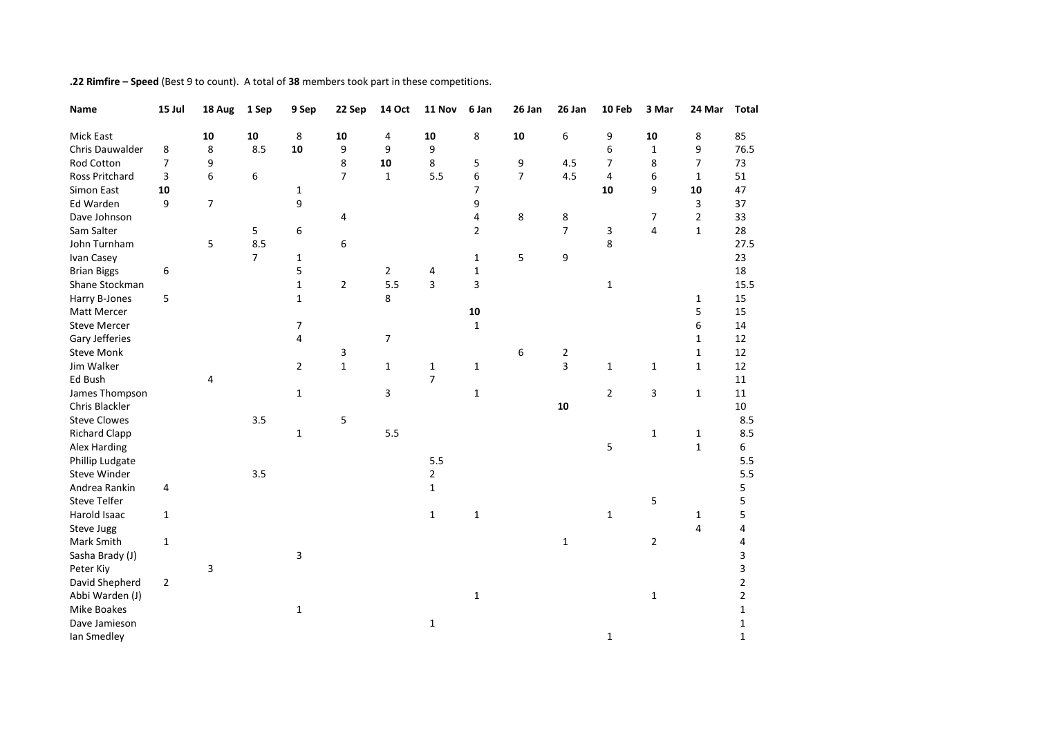**.22 Rimfire – Speed** (Best 9 to count). A total of **38** members took part in these competitions.

| Name | 15 Jul | 18 Aug | 1 Sep | 9 Sep | 22 Sep | 14 Oct | 11 Nov | 6 Jan | 26 Jan | 26 Jan | 10 Feb | 3 Mar | 24 Mar | Total |
|---|---|---|---|---|---|---|---|---|---|---|---|---|---|---|
| Mick East | | **10** | **10** | 8 | **10** | 4 | **10** | 8 | **10** | 6 | 9 | **10** | 8 | 85 |
| Chris Dauwalder | 8 | 8 | 8.5 | **10** | 9 | 9 | 9 | | | | 6 | 1 | 9 | 76.5 |
| Rod Cotton | 7 | 9 | | | 8 | **10** | 8 | 5 | 9 | 4.5 | 7 | 8 | 7 | 73 |
| Ross Pritchard | 3 | 6 | 6 | | 7 | 1 | 5.5 | 6 | 7 | 4.5 | 4 | 6 | 1 | 51 |
| Simon East | **10** | | | 1 | | | | 7 | | | **10** | 9 | **10** | 47 |
| Ed Warden | 9 | 7 | | 9 | | | | 9 | | | | | 3 | 37 |
| Dave Johnson | | | | | 4 | | | 4 | 8 | 8 | | 7 | 2 | 33 |
| Sam Salter | | | 5 | 6 | | | | 2 | | 7 | 3 | 4 | 1 | 28 |
| John Turnham | | 5 | 8.5 | | 6 | | | | | | 8 | | | 27.5 |
| Ivan Casey | | | 7 | 1 | | | | 1 | 5 | 9 | | | | 23 |
| Brian Biggs | 6 | | | 5 | | 2 | 4 | 1 | | | | | | 18 |
| Shane Stockman | | | | 1 | 2 | 5.5 | 3 | 3 | | | 1 | | | 15.5 |
| Harry B-Jones | 5 | | | 1 | | 8 | | | | | | | 1 | 15 |
| Matt Mercer | | | | | | | | **10** | | | | | 5 | 15 |
| Steve Mercer | | | | 7 | | | | 1 | | | | | 6 | 14 |
| Gary Jefferies | | | | 4 | | 7 | | | | | | | 1 | 12 |
| Steve Monk | | | | | 3 | | | | 6 | 2 | | | 1 | 12 |
| Jim Walker | | | | 2 | 1 | 1 | 1 | 1 | | 3 | 1 | 1 | 1 | 12 |
| Ed Bush | | 4 | | | | | 7 | | | | | | | 11 |
| James Thompson | | | | 1 | | 3 | | 1 | | | 2 | 3 | 1 | 11 |
| Chris Blackler | | | | | | | | | | **10** | | | | 10 |
| Steve Clowes | | | 3.5 | | 5 | | | | | | | | | 8.5 |
| Richard Clapp | | | | 1 | | 5.5 | | | | | | 1 | 1 | 8.5 |
| Alex Harding | | | | | | | | | | | 5 | | 1 | 6 |
| Phillip Ludgate | | | | | | | 5.5 | | | | | | | 5.5 |
| Steve Winder | | | 3.5 | | | | 2 | | | | | | | 5.5 |
| Andrea Rankin | 4 | | | | | | 1 | | | | | | | 5 |
| Steve Telfer | | | | | | | | | | | | 5 | | 5 |
| Harold Isaac | 1 | | | | | | 1 | 1 | | | 1 | | 1 | 5 |
| Steve Jugg | | | | | | | | | | | | | 4 | 4 |
| Mark Smith | 1 | | | | | | | | | 1 | | 2 | | 4 |
| Sasha Brady (J) | | | | 3 | | | | | | | | | | 3 |
| Peter Kiy | | 3 | | | | | | | | | | | | 3 |
| David Shepherd | 2 | | | | | | | | | | | | | 2 |
| Abbi Warden (J) | | | | | | | | 1 | | | | 1 | | 2 |
| Mike Boakes | | | | 1 | | | | | | | | | | 1 |
| Dave Jamieson | | | | | | | 1 | | | | | | | 1 |
| Ian Smedley | | | | | | | | | | | 1 | | | 1 |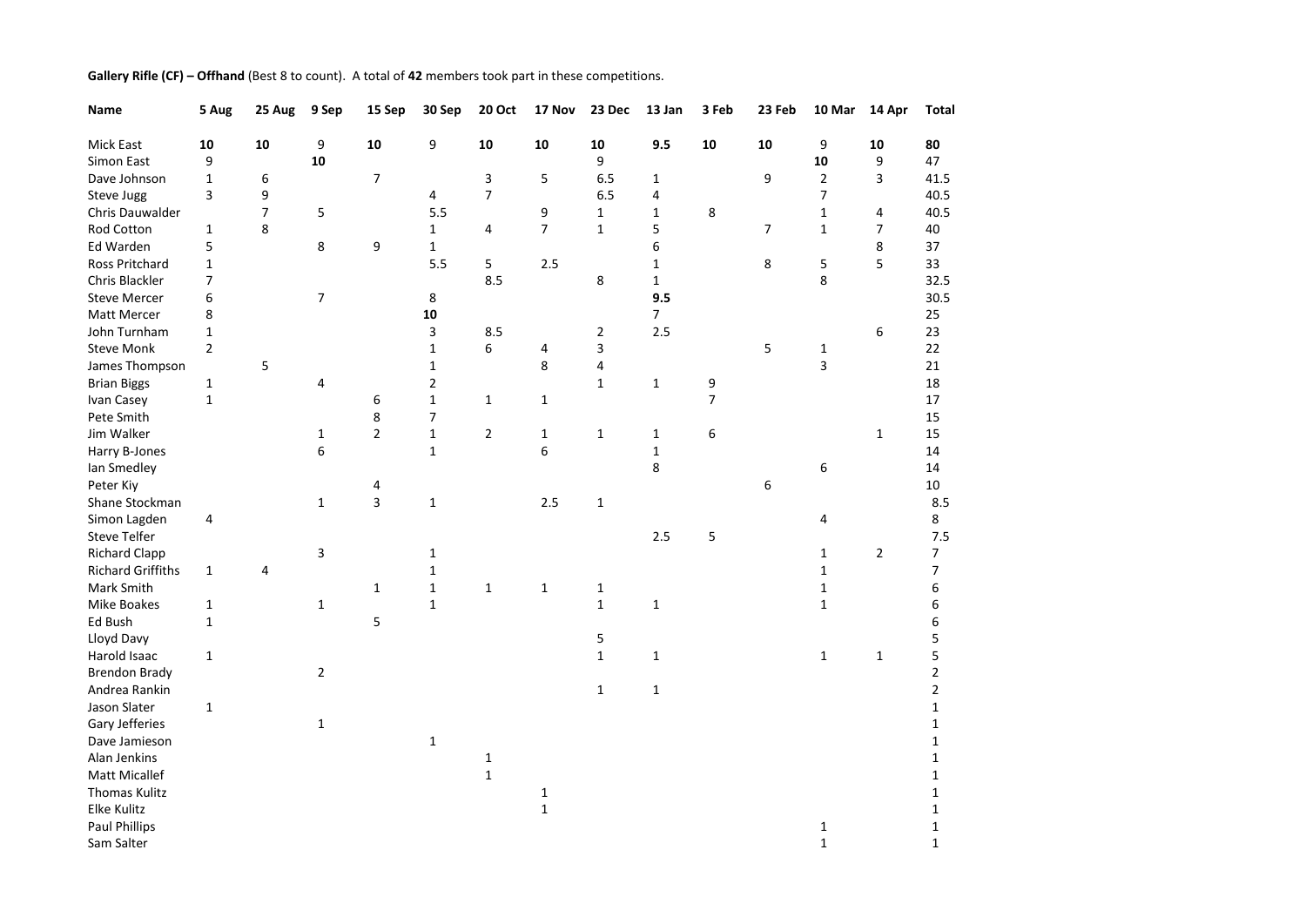**Gallery Rifle (CF) – Offhand** (Best 8 to count). A total of **42** members took part in these competitions.

| Name | 5 Aug | 25 Aug | 9 Sep | 15 Sep | 30 Sep | 20 Oct | 17 Nov | 23 Dec | 13 Jan | 3 Feb | 23 Feb | 10 Mar | 14 Apr | Total |
|---|---|---|---|---|---|---|---|---|---|---|---|---|---|---|
| Mick East | **10** | **10** | 9 | **10** | 9 | **10** | **10** | **10** | **9.5** | **10** | **10** | 9 | **10** | **80** |
| Simon East | 9 | | **10** | | | | | 9 | | | | **10** | 9 | 47 |
| Dave Johnson | 1 | 6 | | 7 | | 3 | 5 | 6.5 | 1 | | 9 | 2 | 3 | 41.5 |
| Steve Jugg | 3 | 9 | | | 4 | 7 | | 6.5 | 4 | | | 7 | | 40.5 |
| Chris Dauwalder | | 7 | 5 | | 5.5 | | 9 | 1 | 1 | 8 | | 1 | 4 | 40.5 |
| Rod Cotton | 1 | 8 | | | 1 | 4 | 7 | 1 | 5 | | 7 | 1 | 7 | 40 |
| Ed Warden | 5 | | 8 | 9 | 1 | | | | 6 | | | | 8 | 37 |
| Ross Pritchard | 1 | | | | 5.5 | 5 | 2.5 | | 1 | | 8 | 5 | 5 | 33 |
| Chris Blackler | 7 | | | | | 8.5 | | 8 | 1 | | | 8 | | 32.5 |
| Steve Mercer | 6 | | 7 | | 8 | | | | **9.5** | | | | | 30.5 |
| Matt Mercer | 8 | | | | **10** | | | | 7 | | | | | 25 |
| John Turnham | 1 | | | | 3 | 8.5 | | 2 | 2.5 | | | | 6 | 23 |
| Steve Monk | 2 | | | | 1 | 6 | 4 | 3 | | | 5 | 1 | | 22 |
| James Thompson | | 5 | | | 1 | | 8 | 4 | | | | 3 | | 21 |
| Brian Biggs | 1 | | 4 | | 2 | | | 1 | 1 | 9 | | | | 18 |
| Ivan Casey | 1 | | | 6 | 1 | 1 | 1 | | | 7 | | | | 17 |
| Pete Smith | | | | 8 | 7 | | | | | | | | | 15 |
| Jim Walker | | | 1 | 2 | 1 | 2 | 1 | 1 | 1 | 6 | | | 1 | 15 |
| Harry B-Jones | | | 6 | | 1 | | 6 | | 1 | | | | | 14 |
| Ian Smedley | | | | | | | | | 8 | | | 6 | | 14 |
| Peter Kiy | | | | 4 | | | | | | | 6 | | | 10 |
| Shane Stockman | | | 1 | 3 | 1 | | 2.5 | 1 | | | | | | 8.5 |
| Simon Lagden | 4 | | | | | | | | | | | 4 | | 8 |
| Steve Telfer | | | | | | | | | 2.5 | 5 | | | | 7.5 |
| Richard Clapp | | | 3 | | 1 | | | | | | | 1 | 2 | 7 |
| Richard Griffiths | 1 | 4 | | | 1 | | | | | | | 1 | | 7 |
| Mark Smith | | | | 1 | 1 | 1 | 1 | 1 | | | | 1 | | 6 |
| Mike Boakes | 1 | | 1 | | 1 | | | 1 | 1 | | | 1 | | 6 |
| Ed Bush | 1 | | | 5 | | | | | | | | | | 6 |
| Lloyd Davy | | | | | | | | 5 | | | | | | 5 |
| Harold Isaac | 1 | | | | | | | 1 | 1 | | | 1 | 1 | 5 |
| Brendon Brady | | | 2 | | | | | | | | | | | 2 |
| Andrea Rankin | | | | | | | | 1 | 1 | | | | | 2 |
| Jason Slater | 1 | | | | | | | | | | | | | 1 |
| Gary Jefferies | | | 1 | | | | | | | | | | | 1 |
| Dave Jamieson | | | | | 1 | | | | | | | | | 1 |
| Alan Jenkins | | | | | | 1 | | | | | | | | 1 |
| Matt Micallef | | | | | | 1 | | | | | | | | 1 |
| Thomas Kulitz | | | | | | | 1 | | | | | | | 1 |
| Elke Kulitz | | | | | | | 1 | | | | | | | 1 |
| Paul Phillips | | | | | | | | | | | | 1 | | 1 |
| Sam Salter | | | | | | | | | | | | 1 | | 1 |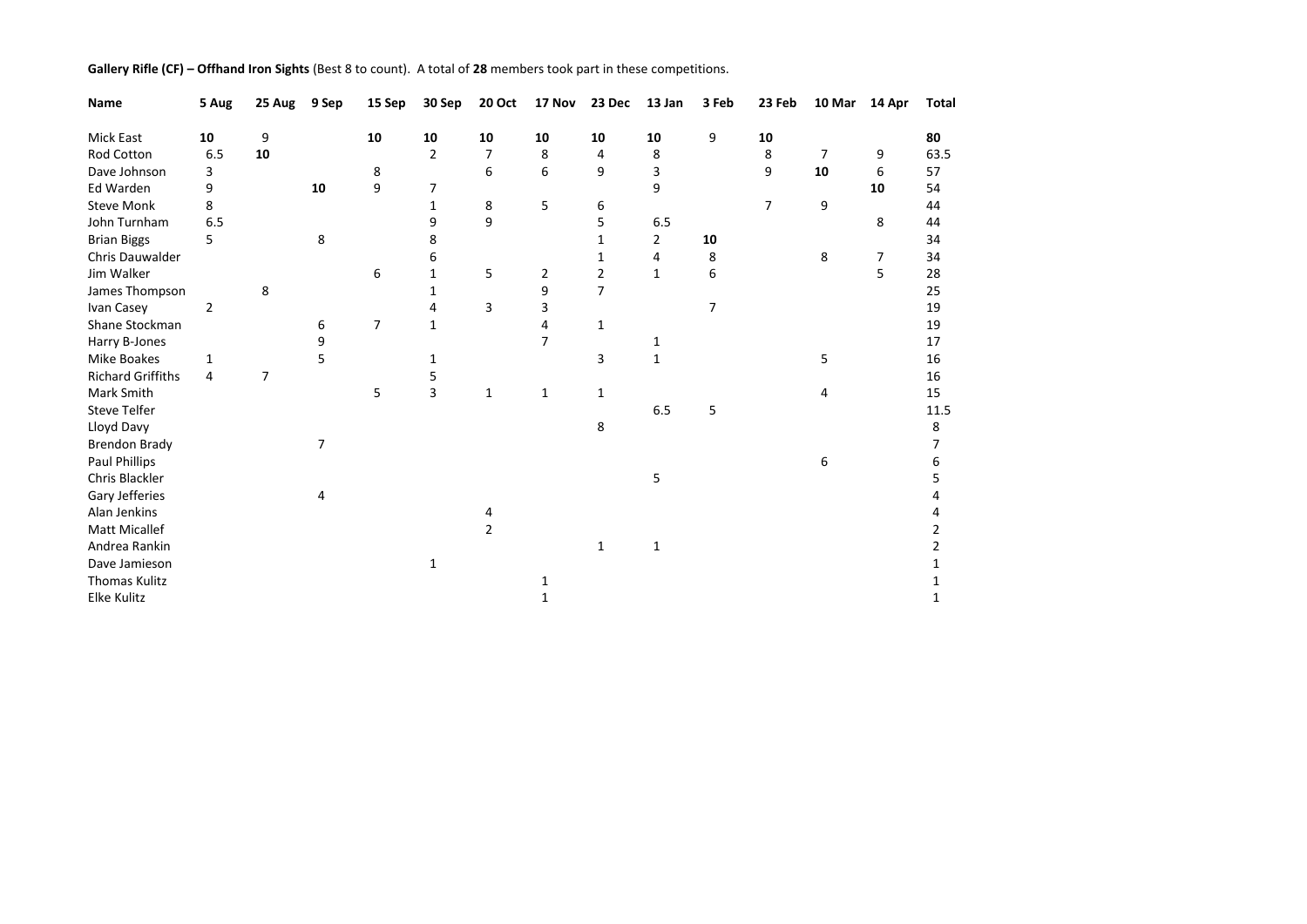**Gallery Rifle (CF) – Offhand Iron Sights** (Best 8 to count). A total of **28** members took part in these competitions.

| Name | 5 Aug | 25 Aug | 9 Sep | 15 Sep | 30 Sep | 20 Oct | 17 Nov | 23 Dec | 13 Jan | 3 Feb | 23 Feb | 10 Mar | 14 Apr | Total |
|---|---|---|---|---|---|---|---|---|---|---|---|---|---|---|
| Mick East | **10** | 9 | | **10** | **10** | **10** | **10** | **10** | **10** | 9 | **10** | | | **80** |
| Rod Cotton | 6.5 | **10** | | | 2 | 7 | 8 | 4 | 8 | | 8 | 7 | 9 | 63.5 |
| Dave Johnson | 3 | | | 8 | | 6 | 6 | 9 | 3 | | 9 | **10** | 6 | 57 |
| Ed Warden | 9 | | **10** | 9 | 7 | | | | 9 | | | | **10** | 54 |
| Steve Monk | 8 | | | | 1 | 8 | 5 | 6 | | | 7 | 9 | | 44 |
| John Turnham | 6.5 | | | | 9 | 9 | | 5 | 6.5 | | | | 8 | 44 |
| Brian Biggs | 5 | | 8 | | 8 | | | 1 | 2 | **10** | | | | 34 |
| Chris Dauwalder | | | | | 6 | | | 1 | 4 | 8 | | 8 | 7 | 34 |
| Jim Walker | | | | 6 | 1 | 5 | 2 | 2 | 1 | 6 | | | 5 | 28 |
| James Thompson | | 8 | | | 1 | | 9 | 7 | | | | | | 25 |
| Ivan Casey | 2 | | | | 4 | 3 | 3 | | | 7 | | | | 19 |
| Shane Stockman | | | 6 | 7 | 1 | | 4 | 1 | | | | | | 19 |
| Harry B-Jones | | | 9 | | | | 7 | | 1 | | | | | 17 |
| Mike Boakes | 1 | | 5 | | 1 | | | 3 | 1 | | | 5 | | 16 |
| Richard Griffiths | 4 | 7 | | | 5 | | | | | | | | | 16 |
| Mark Smith | | | | 5 | 3 | 1 | 1 | 1 | | | | 4 | | 15 |
| Steve Telfer | | | | | | | | | 6.5 | 5 | | | | 11.5 |
| Lloyd Davy | | | | | | | | 8 | | | | | | 8 |
| Brendon Brady | | | 7 | | | | | | | | | | | 7 |
| Paul Phillips | | | | | | | | | | | | 6 | | 6 |
| Chris Blackler | | | | | | | | | 5 | | | | | 5 |
| Gary Jefferies | | | 4 | | | | | | | | | | | 4 |
| Alan Jenkins | | | | | | 4 | | | | | | | | 4 |
| Matt Micallef | | | | | | 2 | | | | | | | | 2 |
| Andrea Rankin | | | | | | | | 1 | 1 | | | | | 2 |
| Dave Jamieson | | | | | 1 | | | | | | | | | 1 |
| Thomas Kulitz | | | | | | | 1 | | | | | | | 1 |
| Elke Kulitz | | | | | | | 1 | | | | | | | 1 |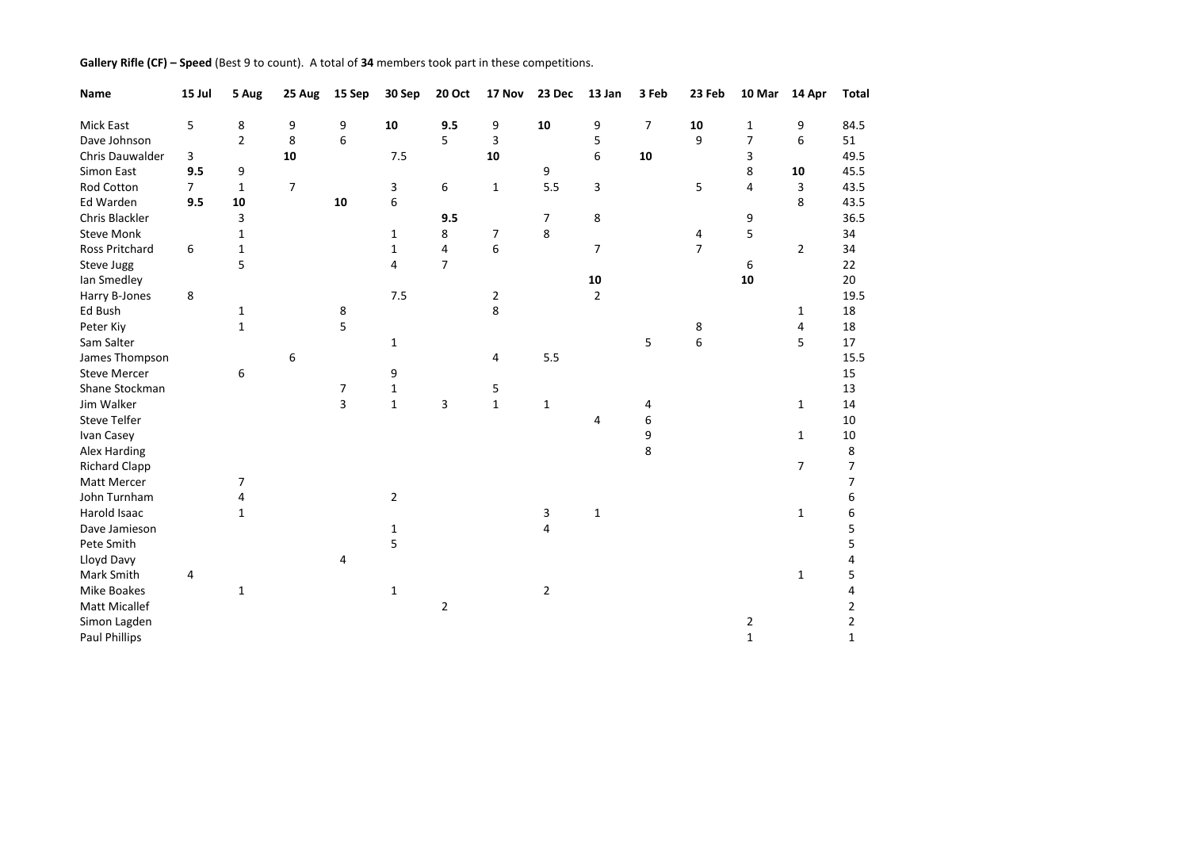**Gallery Rifle (CF) – Speed** (Best 9 to count). A total of **34** members took part in these competitions.

| Name | 15 Jul | 5 Aug | 25 Aug | 15 Sep | 30 Sep | 20 Oct | 17 Nov | 23 Dec | 13 Jan | 3 Feb | 23 Feb | 10 Mar | 14 Apr | Total |
|---|---|---|---|---|---|---|---|---|---|---|---|---|---|---|
| Mick East | 5 | 8 | 9 | 9 | **10** | **9.5** | 9 | **10** | 9 | 7 | **10** | 1 | 9 | 84.5 |
| Dave Johnson | | 2 | 8 | 6 | | 5 | 3 | | 5 | | 9 | 7 | 6 | 51 |
| Chris Dauwalder | 3 | | **10** | | 7.5 | | **10** | | 6 | **10** | | 3 | | 49.5 |
| Simon East | **9.5** | 9 | | | | | | 9 | | | | 8 | **10** | 45.5 |
| Rod Cotton | 7 | 1 | 7 | | 3 | 6 | 1 | 5.5 | 3 | | 5 | 4 | 3 | 43.5 |
| Ed Warden | **9.5** | **10** | | **10** | 6 | | | | | | | | 8 | 43.5 |
| Chris Blackler | | 3 | | | | **9.5** | | 7 | 8 | | | 9 | | 36.5 |
| Steve Monk | | 1 | | | 1 | 8 | 7 | 8 | | | 4 | 5 | | 34 |
| Ross Pritchard | 6 | 1 | | | 1 | 4 | 6 | | 7 | | 7 | | 2 | 34 |
| Steve Jugg | | 5 | | | 4 | 7 | | | | | | 6 | | 22 |
| Ian Smedley | | | | | | | | | **10** | | | **10** | | 20 |
| Harry B-Jones | 8 | | | | 7.5 | | 2 | | 2 | | | | | 19.5 |
| Ed Bush | | 1 | | 8 | | | 8 | | | | | | 1 | 18 |
| Peter Kiy | | 1 | | 5 | | | | | | | 8 | | 4 | 18 |
| Sam Salter | | | | | 1 | | | | | 5 | 6 | | 5 | 17 |
| James Thompson | | | 6 | | | | 4 | 5.5 | | | | | | 15.5 |
| Steve Mercer | | 6 | | | 9 | | | | | | | | | 15 |
| Shane Stockman | | | | 7 | 1 | | 5 | | | | | | | 13 |
| Jim Walker | | | | 3 | 1 | 3 | 1 | 1 | | 4 | | | 1 | 14 |
| Steve Telfer | | | | | | | | | 4 | 6 | | | | 10 |
| Ivan Casey | | | | | | | | | | 9 | | | 1 | 10 |
| Alex Harding | | | | | | | | | | 8 | | | | 8 |
| Richard Clapp | | | | | | | | | | | | | 7 | 7 |
| Matt Mercer | | 7 | | | | | | | | | | | | 7 |
| John Turnham | | 4 | | | 2 | | | | | | | | | 6 |
| Harold Isaac | | 1 | | | | | | 3 | 1 | | | | 1 | 6 |
| Dave Jamieson | | | | | 1 | | | 4 | | | | | | 5 |
| Pete Smith | | | | | 5 | | | | | | | | | 5 |
| Lloyd Davy | | | | 4 | | | | | | | | | | 4 |
| Mark Smith | 4 | | | | | | | | | | | | 1 | 5 |
| Mike Boakes | | 1 | | | 1 | | | 2 | | | | | | 4 |
| Matt Micallef | | | | | | 2 | | | | | | | | 2 |
| Simon Lagden | | | | | | | | | | | | 2 | | 2 |
| Paul Phillips | | | | | | | | | | | | 1 | | 1 |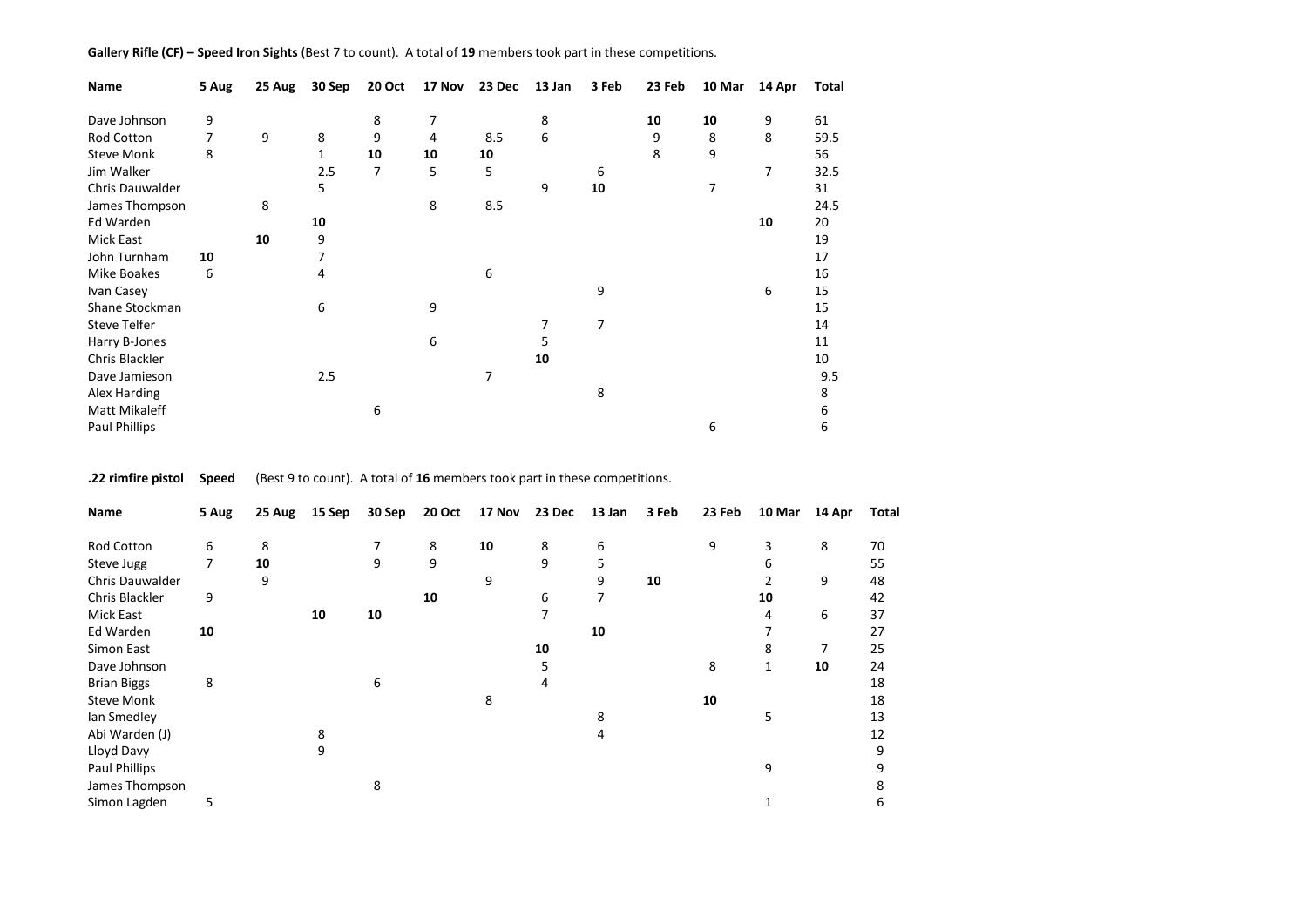**Gallery Rifle (CF) – Speed Iron Sights** (Best 7 to count). A total of **19** members took part in these competitions.

| Name | 5 Aug | 25 Aug | 30 Sep | 20 Oct | 17 Nov | 23 Dec | 13 Jan | 3 Feb | 23 Feb | 10 Mar | 14 Apr | Total |
|---|---|---|---|---|---|---|---|---|---|---|---|---|
| Dave Johnson | 9 | | | 8 | 7 | | 8 | | **10** | **10** | 9 | 61 |
| Rod Cotton | 7 | 9 | 8 | 9 | 4 | 8.5 | 6 | | 9 | 8 | 8 | 59.5 |
| Steve Monk | 8 | | 1 | **10** | **10** | **10** | | | 8 | 9 | | 56 |
| Jim Walker | | | 2.5 | 7 | 5 | 5 | | 6 | | | 7 | 32.5 |
| Chris Dauwalder | | | 5 | | | | 9 | **10** | | 7 | | 31 |
| James Thompson | | 8 | | | 8 | 8.5 | | | | | | 24.5 |
| Ed Warden | | | **10** | | | | | | | | **10** | 20 |
| Mick East | | **10** | 9 | | | | | | | | | 19 |
| John Turnham | **10** | | 7 | | | | | | | | | 17 |
| Mike Boakes | 6 | | 4 | | | 6 | | | | | | 16 |
| Ivan Casey | | | | | | | | 9 | | | 6 | 15 |
| Shane Stockman | | | 6 | | 9 | | | | | | | 15 |
| Steve Telfer | | | | | | | 7 | 7 | | | | 14 |
| Harry B-Jones | | | | | 6 | | 5 | | | | | 11 |
| Chris Blackler | | | | | | | **10** | | | | | 10 |
| Dave Jamieson | | | 2.5 | | | 7 | | | | | | 9.5 |
| Alex Harding | | | | | | | | 8 | | | | 8 |
| Matt Mikaleff | | | | 6 | | | | | | | | 6 |
| Paul Phillips | | | | | | | | | | 6 | | 6 |

**.22 rimfire pistol Speed** (Best 9 to count). A total of **16** members took part in these competitions.

| Name | 5 Aug | 25 Aug | 15 Sep | 30 Sep | 20 Oct | 17 Nov | 23 Dec | 13 Jan | 3 Feb | 23 Feb | 10 Mar | 14 Apr | Total |
|---|---|---|---|---|---|---|---|---|---|---|---|---|---|
| Rod Cotton | 6 | 8 | | 7 | 8 | **10** | 8 | 6 | | 9 | 3 | 8 | 70 |
| Steve Jugg | 7 | **10** | | 9 | 9 | | 9 | 5 | | | 6 | | 55 |
| Chris Dauwalder | | 9 | | | | 9 | | 9 | **10** | | 2 | 9 | 48 |
| Chris Blackler | 9 | | | | **10** | | 6 | 7 | | | **10** | | 42 |
| Mick East | | | **10** | **10** | | | 7 | | | | 4 | 6 | 37 |
| Ed Warden | **10** | | | | | | | **10** | | | 7 | | 27 |
| Simon East | | | | | | | **10** | | | | 8 | 7 | 25 |
| Dave Johnson | | | | | | | 5 | | | 8 | 1 | **10** | 24 |
| Brian Biggs | 8 | | | 6 | | | 4 | | | | | | 18 |
| Steve Monk | | | | | | 8 | | | | **10** | | | 18 |
| Ian Smedley | | | | | | | | 8 | | | 5 | | 13 |
| Abi Warden (J) | | | 8 | | | | | 4 | | | | | 12 |
| Lloyd Davy | | | 9 | | | | | | | | | | 9 |
| Paul Phillips | | | | | | | | | | | 9 | | 9 |
| James Thompson | | | | 8 | | | | | | | | | 8 |
| Simon Lagden | 5 | | | | | | | | | | 1 | | 6 |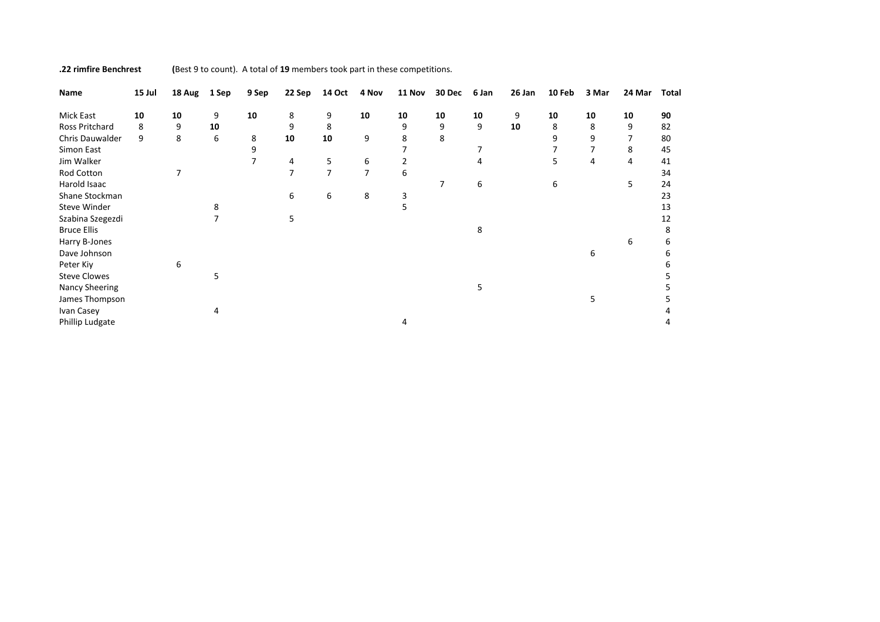**.22 rimfire Benchrest** **(**Best 9 to count). A total of **19** members took part in these competitions.

| Name | 15 Jul | 18 Aug | 1 Sep | 9 Sep | 22 Sep | 14 Oct | 4 Nov | 11 Nov | 30 Dec | 6 Jan | 26 Jan | 10 Feb | 3 Mar | 24 Mar | Total |
|---|---|---|---|---|---|---|---|---|---|---|---|---|---|---|---|
| Mick East | **10** | **10** | 9 | **10** | 8 | 9 | **10** | **10** | **10** | **10** | 9 | **10** | **10** | **10** | **90** |
| Ross Pritchard | 8 | 9 | **10** | | 9 | 8 | | 9 | 9 | 9 | **10** | 8 | 8 | 9 | 82 |
| Chris Dauwalder | 9 | 8 | 6 | 8 | **10** | **10** | 9 | 8 | 8 | | | 9 | 9 | 7 | 80 |
| Simon East | | | | 9 | | | | 7 | | 7 | | 7 | 7 | 8 | 45 |
| Jim Walker | | | | 7 | 4 | 5 | 6 | 2 | | 4 | | 5 | 4 | 4 | 41 |
| Rod Cotton | | 7 | | | 7 | 7 | 7 | 6 | | | | | | | 34 |
| Harold Isaac | | | | | | | | | 7 | 6 | | 6 | | 5 | 24 |
| Shane Stockman | | | | | 6 | 6 | 8 | 3 | | | | | | | 23 |
| Steve Winder | | | 8 | | | | | 5 | | | | | | | 13 |
| Szabina Szegezdi | | | 7 | | 5 | | | | | | | | | | 12 |
| Bruce Ellis | | | | | | | | | | 8 | | | | | 8 |
| Harry B-Jones | | | | | | | | | | | | | | 6 | 6 |
| Dave Johnson | | | | | | | | | | | | | 6 | | 6 |
| Peter Kiy | | 6 | | | | | | | | | | | | | 6 |
| Steve Clowes | | | 5 | | | | | | | | | | | | 5 |
| Nancy Sheering | | | | | | | | | | 5 | | | | | 5 |
| James Thompson | | | | | | | | | | | | | 5 | | 5 |
| Ivan Casey | | | 4 | | | | | | | | | | | | 4 |
| Phillip Ludgate | | | | | | | | 4 | | | | | | | 4 |